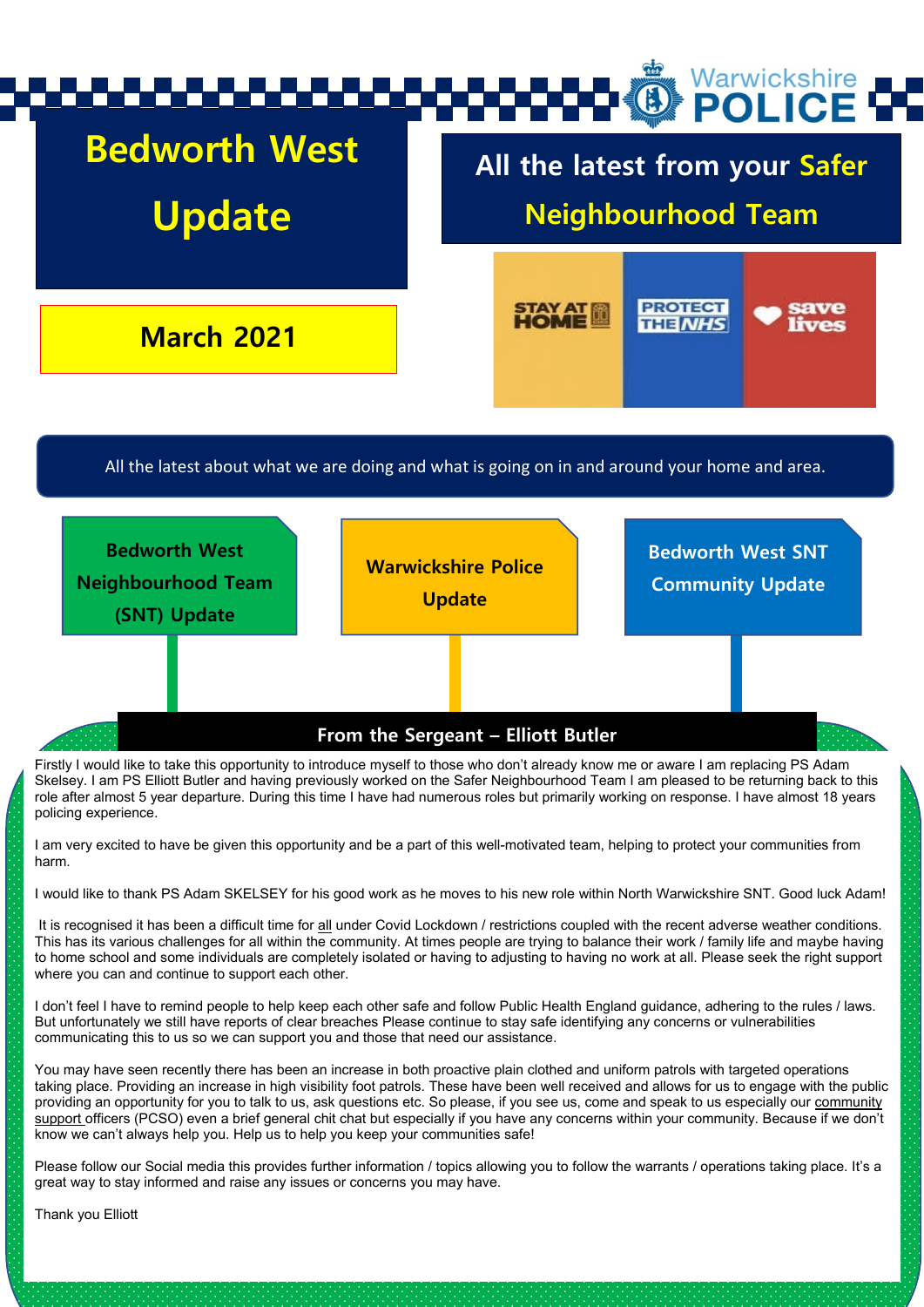# Bedworth West Update

## All the latest from your Safer Neighbourhood Team

**March 2021**

STAY AT HOME | PROTECT THE NHS | save lives

All the latest about what we are doing and what is going on in and around your home and area.

**Bedworth West Neighbourhood Team (SNT) Update**

**Warwickshire Police Update**

**Bedworth West SNT Community Update**

## From the Sergeant – Elliott Butler

Firstly I would like to take this opportunity to introduce myself to those who don't already know me or aware I am replacing PS Adam Skelsey. I am PS Elliott Butler and having previously worked on the Safer Neighbourhood Team I am pleased to be returning back to this role after almost 5 year departure. During this time I have had numerous roles but primarily working on response. I have almost 18 years policing experience.

I am very excited to have be given this opportunity and be a part of this well-motivated team, helping to protect your communities from harm.

I would like to thank PS Adam SKELSEY for his good work as he moves to his new role within North Warwickshire SNT. Good luck Adam!

It is recognised it has been a difficult time for all under Covid Lockdown / restrictions coupled with the recent adverse weather conditions. This has its various challenges for all within the community. At times people are trying to balance their work / family life and maybe having to home school and some individuals are completely isolated or having to adjusting to having no work at all. Please seek the right support where you can and continue to support each other.

I don't feel I have to remind people to help keep each other safe and follow Public Health England guidance, adhering to the rules / laws. But unfortunately we still have reports of clear breaches Please continue to stay safe identifying any concerns or vulnerabilities communicating this to us so we can support you and those that need our assistance.

You may have seen recently there has been an increase in both proactive plain clothed and uniform patrols with targeted operations taking place. Providing an increase in high visibility foot patrols. These have been well received and allows for us to engage with the public providing an opportunity for you to talk to us, ask questions etc. So please, if you see us, come and speak to us especially our community support officers (PCSO) even a brief general chit chat but especially if you have any concerns within your community. Because if we don't know we can't always help you. Help us to help you keep your communities safe!

Please follow our Social media this provides further information / topics allowing you to follow the warrants / operations taking place. It's a great way to stay informed and raise any issues or concerns you may have.

Thank you Elliott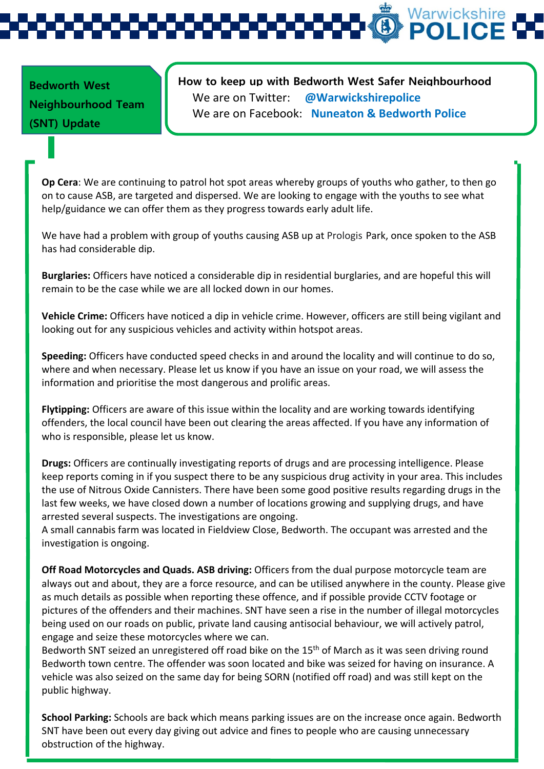**Bedworth West Neighbourhood Team (SNT) Update**

**How to keep up with Bedworth West Safer Neighbourhood**

We are on Twitter: **@Warwickshirepolice**

We are on Facebook: **Nuneaton & Bedworth Police**

**Op Cera**: We are continuing to patrol hot spot areas whereby groups of youths who gather, to then go on to cause ASB, are targeted and dispersed. We are looking to engage with the youths to see what help/guidance we can offer them as they progress towards early adult life.

We have had a problem with group of youths causing ASB up at Prologis Park, once spoken to the ASB has had considerable dip.

**Burglaries:** Officers have noticed a considerable dip in residential burglaries, and are hopeful this will remain to be the case while we are all locked down in our homes.

**Vehicle Crime:** Officers have noticed a dip in vehicle crime. However, officers are still being vigilant and looking out for any suspicious vehicles and activity within hotspot areas.

**Speeding:** Officers have conducted speed checks in and around the locality and will continue to do so, where and when necessary. Please let us know if you have an issue on your road, we will assess the information and prioritise the most dangerous and prolific areas.

**Flytipping:** Officers are aware of this issue within the locality and are working towards identifying offenders, the local council have been out clearing the areas affected. If you have any information of who is responsible, please let us know.

**Drugs:** Officers are continually investigating reports of drugs and are processing intelligence. Please keep reports coming in if you suspect there to be any suspicious drug activity in your area. This includes the use of Nitrous Oxide Cannisters. There have been some good positive results regarding drugs in the last few weeks, we have closed down a number of locations growing and supplying drugs, and have arrested several suspects. The investigations are ongoing.
A small cannabis farm was located in Fieldview Close, Bedworth. The occupant was arrested and the investigation is ongoing.

**Off Road Motorcycles and Quads. ASB driving:** Officers from the dual purpose motorcycle team are always out and about, they are a force resource, and can be utilised anywhere in the county. Please give as much details as possible when reporting these offence, and if possible provide CCTV footage or pictures of the offenders and their machines. SNT have seen a rise in the number of illegal motorcycles being used on our roads on public, private land causing antisocial behaviour, we will actively patrol, engage and seize these motorcycles where we can.
Bedworth SNT seized an unregistered off road bike on the 15th of March as it was seen driving round Bedworth town centre. The offender was soon located and bike was seized for having on insurance. A vehicle was also seized on the same day for being SORN (notified off road) and was still kept on the public highway.

**School Parking:** Schools are back which means parking issues are on the increase once again. Bedworth SNT have been out every day giving out advice and fines to people who are causing unnecessary obstruction of the highway.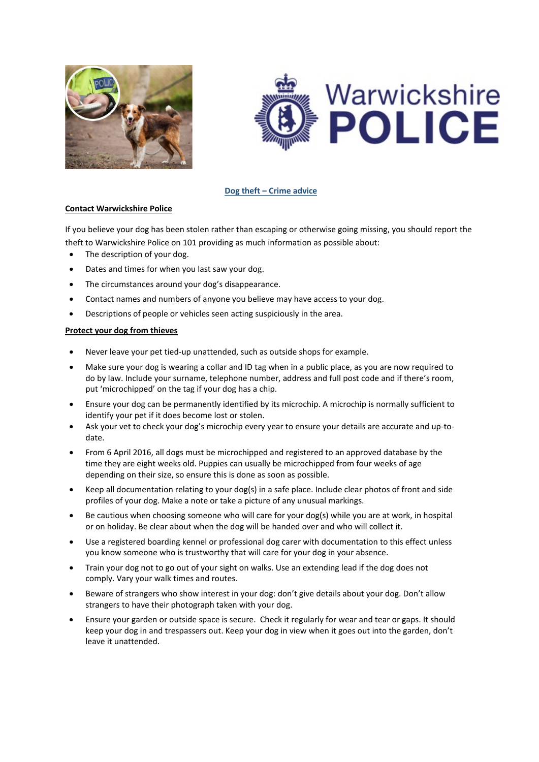Warwickshire POLICE

## Dog theft – Crime advice

### Contact Warwickshire Police

If you believe your dog has been stolen rather than escaping or otherwise going missing, you should report the theft to Warwickshire Police on 101 providing as much information as possible about:

- The description of your dog.
- Dates and times for when you last saw your dog.
- The circumstances around your dog's disappearance.
- Contact names and numbers of anyone you believe may have access to your dog.
- Descriptions of people or vehicles seen acting suspiciously in the area.

### Protect your dog from thieves

- Never leave your pet tied-up unattended, such as outside shops for example.
- Make sure your dog is wearing a collar and ID tag when in a public place, as you are now required to do by law. Include your surname, telephone number, address and full post code and if there's room, put 'microchipped' on the tag if your dog has a chip.
- Ensure your dog can be permanently identified by its microchip. A microchip is normally sufficient to identify your pet if it does become lost or stolen.
- Ask your vet to check your dog's microchip every year to ensure your details are accurate and up-to-date.
- From 6 April 2016, all dogs must be microchipped and registered to an approved database by the time they are eight weeks old. Puppies can usually be microchipped from four weeks of age depending on their size, so ensure this is done as soon as possible.
- Keep all documentation relating to your dog(s) in a safe place. Include clear photos of front and side profiles of your dog. Make a note or take a picture of any unusual markings.
- Be cautious when choosing someone who will care for your dog(s) while you are at work, in hospital or on holiday. Be clear about when the dog will be handed over and who will collect it.
- Use a registered boarding kennel or professional dog carer with documentation to this effect unless you know someone who is trustworthy that will care for your dog in your absence.
- Train your dog not to go out of your sight on walks. Use an extending lead if the dog does not comply. Vary your walk times and routes.
- Beware of strangers who show interest in your dog: don't give details about your dog. Don't allow strangers to have their photograph taken with your dog.
- Ensure your garden or outside space is secure. Check it regularly for wear and tear or gaps. It should keep your dog in and trespassers out. Keep your dog in view when it goes out into the garden, don't leave it unattended.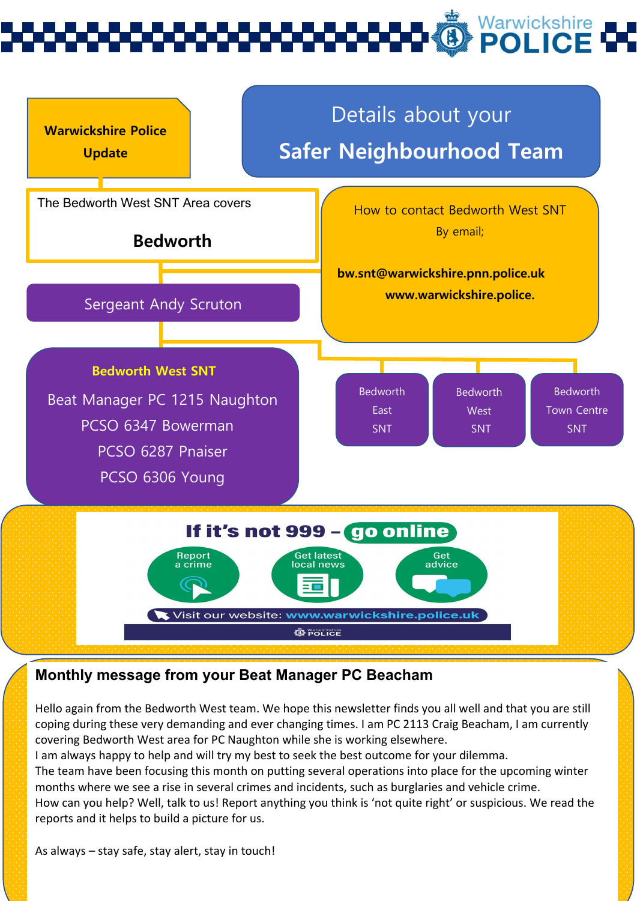**Warwickshire Police Update**

# Details about your Safer Neighbourhood Team

The Bedworth West SNT Area covers

**Bedworth**

How to contact Bedworth West SNT

By email;

**bw.snt@warwickshire.pnn.police.uk**

**www.warwickshire.police.**

Sergeant Andy Scruton

**Bedworth West SNT**

Beat Manager PC 1215 Naughton

PCSO 6347 Bowerman

PCSO 6287 Pnaiser

PCSO 6306 Young

- Bedworth East SNT
- Bedworth West SNT
- Bedworth Town Centre SNT

**If it's not 999 – go online**

- Report a crime
- Get latest local news
- Get advice

Visit our website: **www.warwickshire.police.uk**

## Monthly message from your Beat Manager PC Beacham

Hello again from the Bedworth West team. We hope this newsletter finds you all well and that you are still coping during these very demanding and ever changing times. I am PC 2113 Craig Beacham, I am currently covering Bedworth West area for PC Naughton while she is working elsewhere.
I am always happy to help and will try my best to seek the best outcome for your dilemma.
The team have been focusing this month on putting several operations into place for the upcoming winter months where we see a rise in several crimes and incidents, such as burglaries and vehicle crime.
How can you help? Well, talk to us! Report anything you think is 'not quite right' or suspicious. We read the reports and it helps to build a picture for us.

As always – stay safe, stay alert, stay in touch!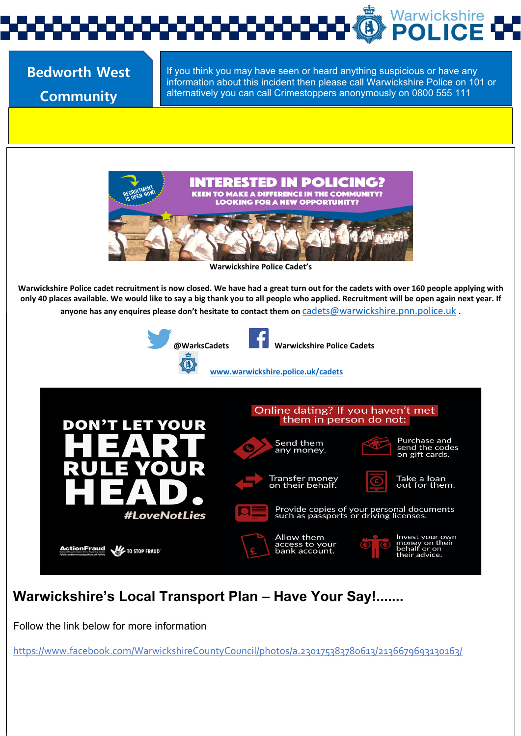Bedworth West Community

If you think you may have seen or heard anything suspicious or have any information about this incident then please call Warwickshire Police on 101 or alternatively you can call Crimestoppers anonymously on 0800 555 111

INTERESTED IN POLICING?

KEEN TO MAKE A DIFFERENCE IN THE COMMUNITY? LOOKING FOR A NEW OPPORTUNITY?

RECRUITMENT IS OPEN NOW!

**Warwickshire Police Cadet's**

**Warwickshire Police cadet recruitment is now closed. We have had a great turn out for the cadets with over 160 people applying with only 40 places available. We would like to say a big thank you to all people who applied. Recruitment will be open again next year. If anyone has any enquires please don't hesitate to contact them on** cadets@warwickshire.pnn.police.uk .

**@WarksCadets** **Warwickshire Police Cadets**

**www.warwickshire.police.uk/cadets**

DON'T LET YOUR HEART RULE YOUR HEAD.

#LoveNotLies

Online dating? If you haven't met them in person do not:

- Send them any money.
- Purchase and send the codes on gift cards.
- Transfer money on their behalf.
- Take a loan out for them.
- Provide copies of your personal documents such as passports or driving licenses.
- Allow them access to your bank account.
- Invest your own money on their behalf or on their advice.

ActionFraud TAKE FIVE TO STOP FRAUD

## Warwickshire's Local Transport Plan – Have Your Say!.......

Follow the link below for more information

https://www.facebook.com/WarwickshireCountyCouncil/photos/a.230175383780613/2136679693130163/